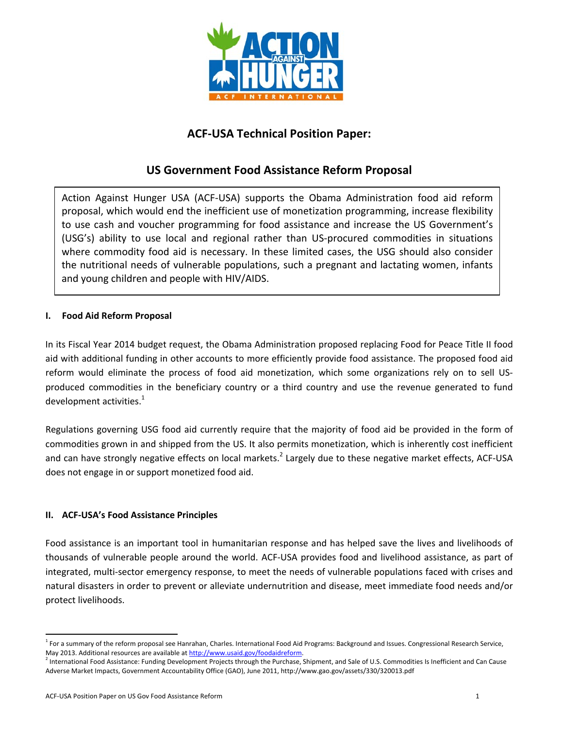# ACF-USA Technical Position Paper:

## US Government Food Assistance Reform Proposal

Action Against Hunger USA (ACF-USA) supports the Obama Administration food aid reform proposal, which would end the inefficient use of monetization programming, increase flexibility to use cash and voucher programming for food assistance and increase the US Government's (USG's) ability to use local and regional rather than US-procured commodities in situations where commodity food aid is necessary. In these limited cases, the USG should also consider the nutritional needs of vulnerable populations, such a pregnant and lactating women, infants and young children and people with HIV/AIDS.

### I. Food Aid Reform Proposal

In its Fiscal Year 2014 budget request, the Obama Administration proposed replacing Food for Peace Title II food aid with additional funding in other accounts to more efficiently provide food assistance. The proposed food aid reform would eliminate the process of food aid monetization, which some organizations rely on to sell US-produced commodities in the beneficiary country or a third country and use the revenue generated to fund development activities.[1]

Regulations governing USG food aid currently require that the majority of food aid be provided in the form of commodities grown in and shipped from the US. It also permits monetization, which is inherently cost inefficient and can have strongly negative effects on local markets.[2] Largely due to these negative market effects, ACF-USA does not engage in or support monetized food aid.

### II. ACF-USA's Food Assistance Principles

Food assistance is an important tool in humanitarian response and has helped save the lives and livelihoods of thousands of vulnerable people around the world. ACF-USA provides food and livelihood assistance, as part of integrated, multi-sector emergency response, to meet the needs of vulnerable populations faced with crises and natural disasters in order to prevent or alleviate undernutrition and disease, meet immediate food needs and/or protect livelihoods.

---

[1] For a summary of the reform proposal see Hanrahan, Charles. International Food Aid Programs: Background and Issues. Congressional Research Service, May 2013. Additional resources are available at http://www.usaid.gov/foodaidreform.

[2] International Food Assistance: Funding Development Projects through the Purchase, Shipment, and Sale of U.S. Commodities Is Inefficient and Can Cause Adverse Market Impacts, Government Accountability Office (GAO), June 2011, http://www.gao.gov/assets/330/320013.pdf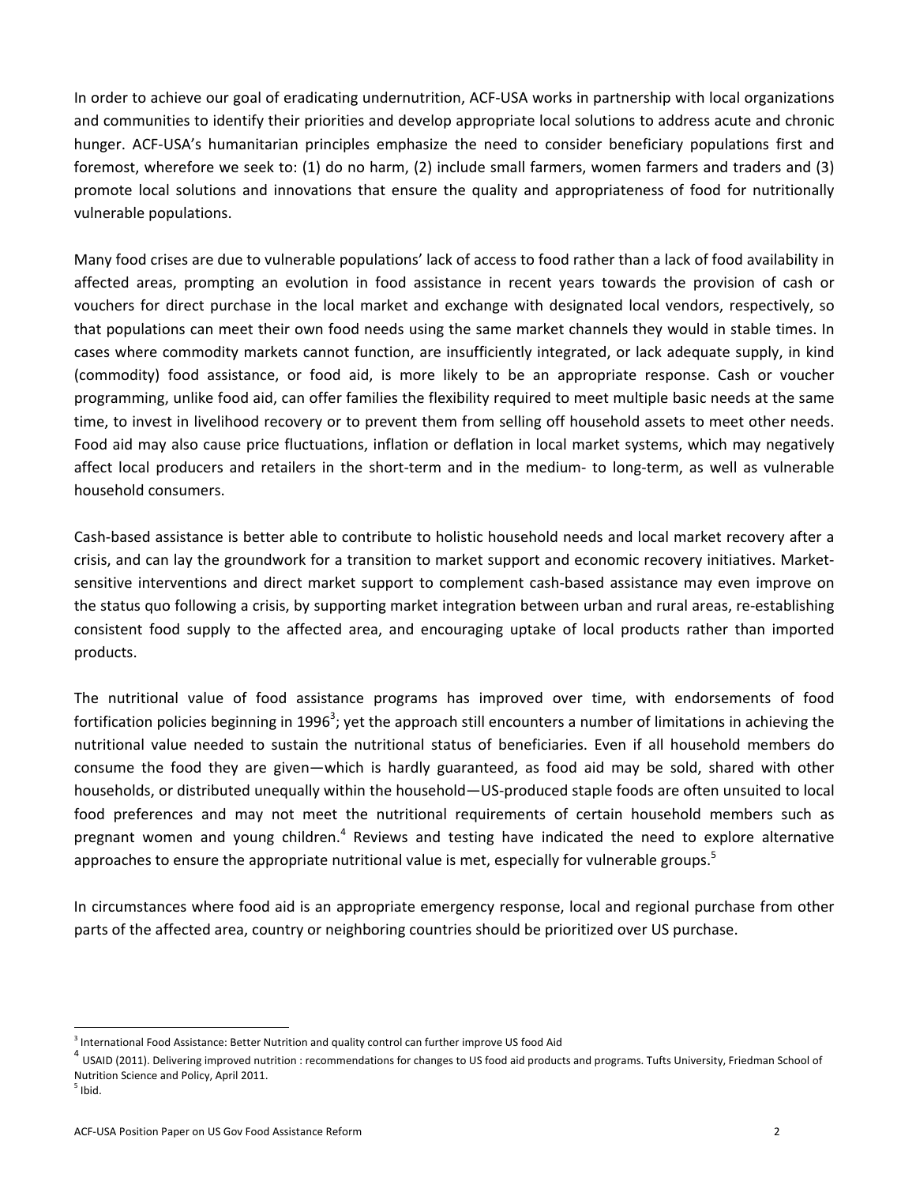In order to achieve our goal of eradicating undernutrition, ACF-USA works in partnership with local organizations and communities to identify their priorities and develop appropriate local solutions to address acute and chronic hunger. ACF-USA's humanitarian principles emphasize the need to consider beneficiary populations first and foremost, wherefore we seek to: (1) do no harm, (2) include small farmers, women farmers and traders and (3) promote local solutions and innovations that ensure the quality and appropriateness of food for nutritionally vulnerable populations.

Many food crises are due to vulnerable populations' lack of access to food rather than a lack of food availability in affected areas, prompting an evolution in food assistance in recent years towards the provision of cash or vouchers for direct purchase in the local market and exchange with designated local vendors, respectively, so that populations can meet their own food needs using the same market channels they would in stable times. In cases where commodity markets cannot function, are insufficiently integrated, or lack adequate supply, in kind (commodity) food assistance, or food aid, is more likely to be an appropriate response. Cash or voucher programming, unlike food aid, can offer families the flexibility required to meet multiple basic needs at the same time, to invest in livelihood recovery or to prevent them from selling off household assets to meet other needs. Food aid may also cause price fluctuations, inflation or deflation in local market systems, which may negatively affect local producers and retailers in the short-term and in the medium- to long-term, as well as vulnerable household consumers.

Cash-based assistance is better able to contribute to holistic household needs and local market recovery after a crisis, and can lay the groundwork for a transition to market support and economic recovery initiatives. Market-sensitive interventions and direct market support to complement cash-based assistance may even improve on the status quo following a crisis, by supporting market integration between urban and rural areas, re-establishing consistent food supply to the affected area, and encouraging uptake of local products rather than imported products.

The nutritional value of food assistance programs has improved over time, with endorsements of food fortification policies beginning in 1996[3]; yet the approach still encounters a number of limitations in achieving the nutritional value needed to sustain the nutritional status of beneficiaries. Even if all household members do consume the food they are given—which is hardly guaranteed, as food aid may be sold, shared with other households, or distributed unequally within the household—US-produced staple foods are often unsuited to local food preferences and may not meet the nutritional requirements of certain household members such as pregnant women and young children.[4] Reviews and testing have indicated the need to explore alternative approaches to ensure the appropriate nutritional value is met, especially for vulnerable groups.[5]

In circumstances where food aid is an appropriate emergency response, local and regional purchase from other parts of the affected area, country or neighboring countries should be prioritized over US purchase.

---

[3] International Food Assistance: Better Nutrition and quality control can further improve US food Aid

[4] USAID (2011). Delivering improved nutrition : recommendations for changes to US food aid products and programs. Tufts University, Friedman School of Nutrition Science and Policy, April 2011.

[5] Ibid.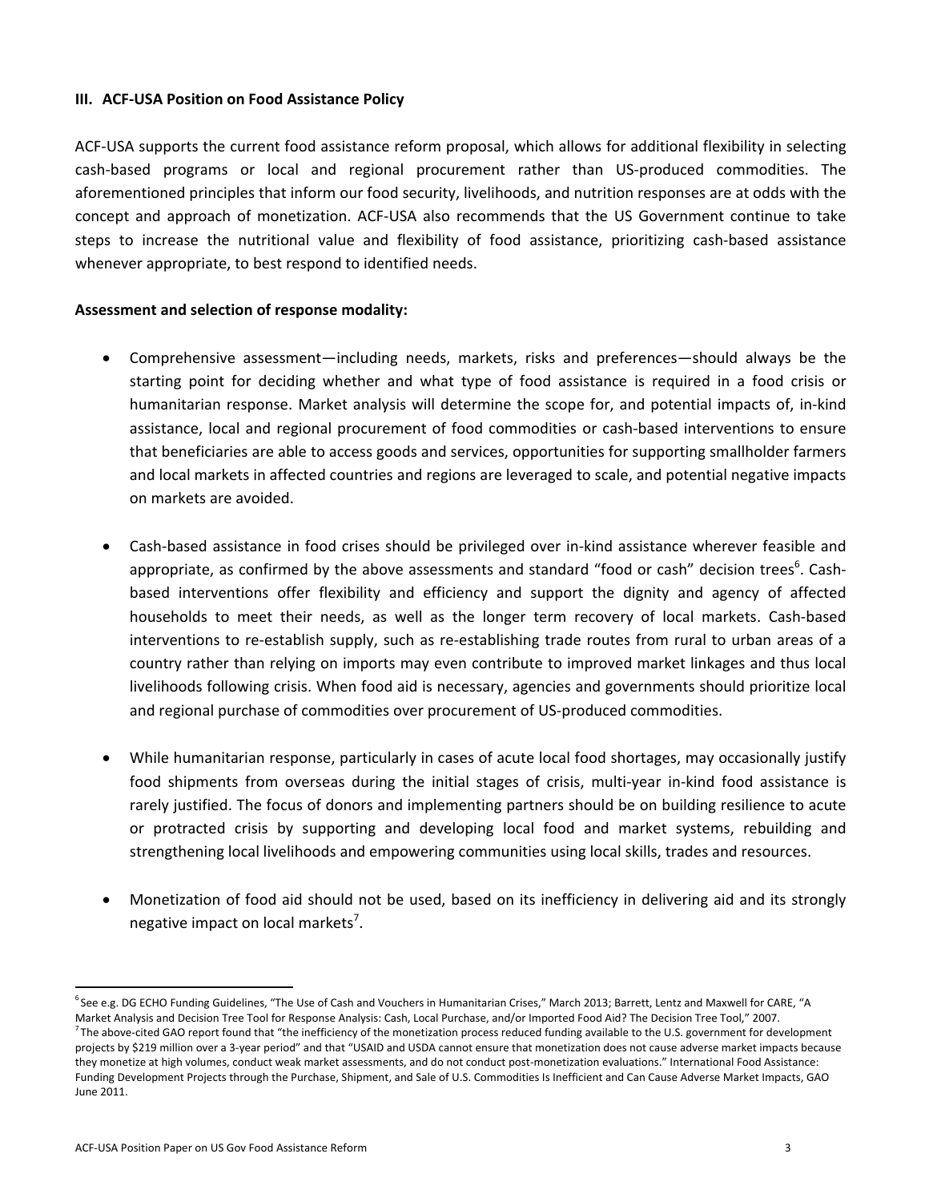## III. ACF-USA Position on Food Assistance Policy

ACF-USA supports the current food assistance reform proposal, which allows for additional flexibility in selecting cash-based programs or local and regional procurement rather than US-produced commodities. The aforementioned principles that inform our food security, livelihoods, and nutrition responses are at odds with the concept and approach of monetization. ACF-USA also recommends that the US Government continue to take steps to increase the nutritional value and flexibility of food assistance, prioritizing cash-based assistance whenever appropriate, to best respond to identified needs.

**Assessment and selection of response modality:**

- Comprehensive assessment—including needs, markets, risks and preferences—should always be the starting point for deciding whether and what type of food assistance is required in a food crisis or humanitarian response. Market analysis will determine the scope for, and potential impacts of, in-kind assistance, local and regional procurement of food commodities or cash-based interventions to ensure that beneficiaries are able to access goods and services, opportunities for supporting smallholder farmers and local markets in affected countries and regions are leveraged to scale, and potential negative impacts on markets are avoided.

- Cash-based assistance in food crises should be privileged over in-kind assistance wherever feasible and appropriate, as confirmed by the above assessments and standard "food or cash" decision trees[6]. Cash-based interventions offer flexibility and efficiency and support the dignity and agency of affected households to meet their needs, as well as the longer term recovery of local markets. Cash-based interventions to re-establish supply, such as re-establishing trade routes from rural to urban areas of a country rather than relying on imports may even contribute to improved market linkages and thus local livelihoods following crisis. When food aid is necessary, agencies and governments should prioritize local and regional purchase of commodities over procurement of US-produced commodities.

- While humanitarian response, particularly in cases of acute local food shortages, may occasionally justify food shipments from overseas during the initial stages of crisis, multi-year in-kind food assistance is rarely justified. The focus of donors and implementing partners should be on building resilience to acute or protracted crisis by supporting and developing local food and market systems, rebuilding and strengthening local livelihoods and empowering communities using local skills, trades and resources.

- Monetization of food aid should not be used, based on its inefficiency in delivering aid and its strongly negative impact on local markets[7].

---

[6] See e.g. DG ECHO Funding Guidelines, "The Use of Cash and Vouchers in Humanitarian Crises," March 2013; Barrett, Lentz and Maxwell for CARE, "A Market Analysis and Decision Tree Tool for Response Analysis: Cash, Local Purchase, and/or Imported Food Aid? The Decision Tree Tool," 2007.

[7] The above-cited GAO report found that "the inefficiency of the monetization process reduced funding available to the U.S. government for development projects by $219 million over a 3-year period" and that "USAID and USDA cannot ensure that monetization does not cause adverse market impacts because they monetize at high volumes, conduct weak market assessments, and do not conduct post-monetization evaluations." International Food Assistance: Funding Development Projects through the Purchase, Shipment, and Sale of U.S. Commodities Is Inefficient and Can Cause Adverse Market Impacts, GAO June 2011.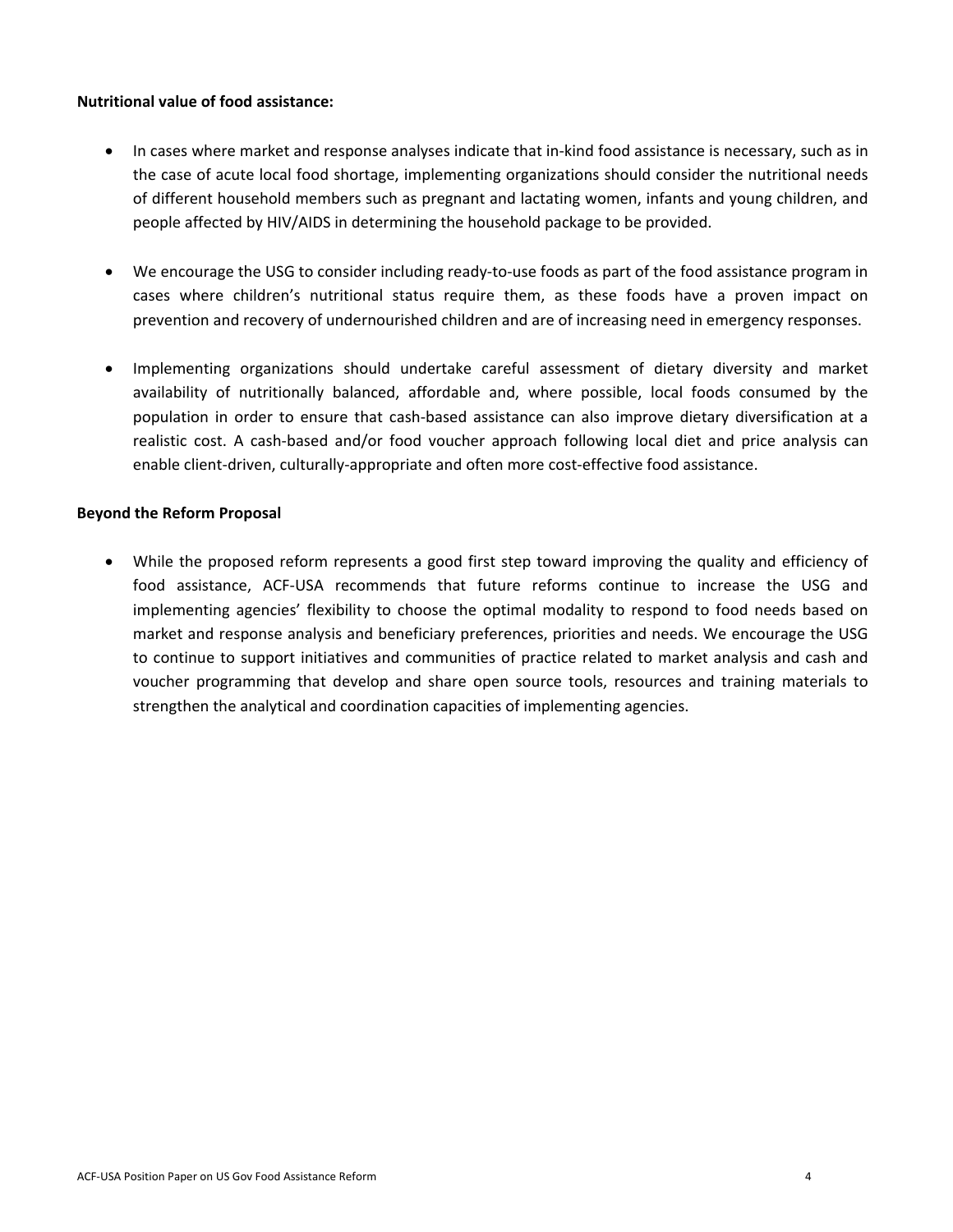**Nutritional value of food assistance:**

- In cases where market and response analyses indicate that in-kind food assistance is necessary, such as in the case of acute local food shortage, implementing organizations should consider the nutritional needs of different household members such as pregnant and lactating women, infants and young children, and people affected by HIV/AIDS in determining the household package to be provided.

- We encourage the USG to consider including ready-to-use foods as part of the food assistance program in cases where children's nutritional status require them, as these foods have a proven impact on prevention and recovery of undernourished children and are of increasing need in emergency responses.

- Implementing organizations should undertake careful assessment of dietary diversity and market availability of nutritionally balanced, affordable and, where possible, local foods consumed by the population in order to ensure that cash-based assistance can also improve dietary diversification at a realistic cost. A cash-based and/or food voucher approach following local diet and price analysis can enable client-driven, culturally-appropriate and often more cost-effective food assistance.

**Beyond the Reform Proposal**

- While the proposed reform represents a good first step toward improving the quality and efficiency of food assistance, ACF-USA recommends that future reforms continue to increase the USG and implementing agencies' flexibility to choose the optimal modality to respond to food needs based on market and response analysis and beneficiary preferences, priorities and needs. We encourage the USG to continue to support initiatives and communities of practice related to market analysis and cash and voucher programming that develop and share open source tools, resources and training materials to strengthen the analytical and coordination capacities of implementing agencies.